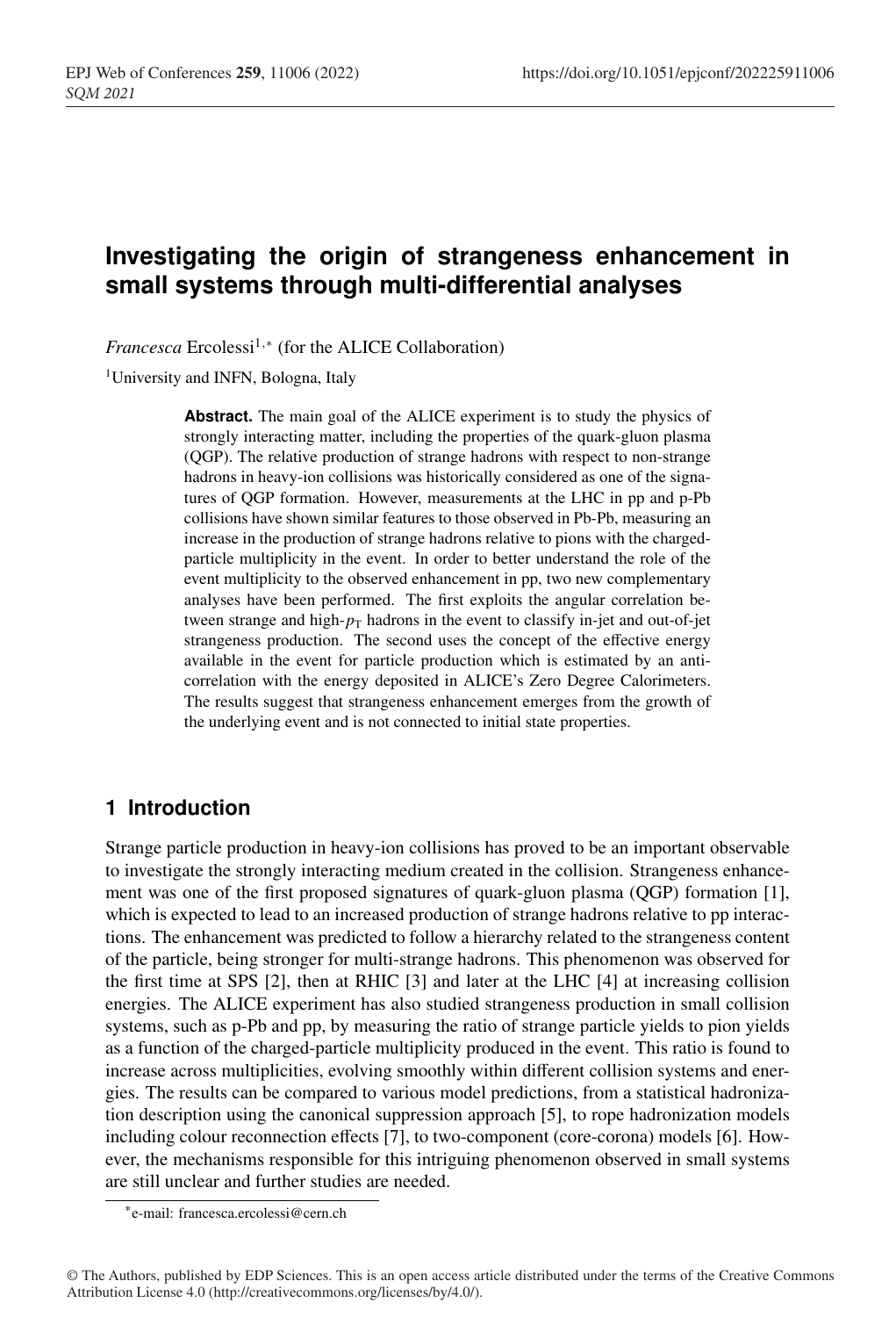# Investigating the origin of strangeness enhancement in small systems through multi-differential analyses

*Francesca* Ercolessi[1,*] (for the ALICE Collaboration)

[1]University and INFN, Bologna, Italy

**Abstract.** The main goal of the ALICE experiment is to study the physics of strongly interacting matter, including the properties of the quark-gluon plasma (QGP). The relative production of strange hadrons with respect to non-strange hadrons in heavy-ion collisions was historically considered as one of the signatures of QGP formation. However, measurements at the LHC in pp and p-Pb collisions have shown similar features to those observed in Pb-Pb, measuring an increase in the production of strange hadrons relative to pions with the charged-particle multiplicity in the event. In order to better understand the role of the event multiplicity to the observed enhancement in pp, two new complementary analyses have been performed. The first exploits the angular correlation between strange and high-$p_{\mathrm{T}}$ hadrons in the event to classify in-jet and out-of-jet strangeness production. The second uses the concept of the effective energy available in the event for particle production which is estimated by an anti-correlation with the energy deposited in ALICE's Zero Degree Calorimeters. The results suggest that strangeness enhancement emerges from the growth of the underlying event and is not connected to initial state properties.

## 1 Introduction

Strange particle production in heavy-ion collisions has proved to be an important observable to investigate the strongly interacting medium created in the collision. Strangeness enhancement was one of the first proposed signatures of quark-gluon plasma (QGP) formation [1], which is expected to lead to an increased production of strange hadrons relative to pp interactions. The enhancement was predicted to follow a hierarchy related to the strangeness content of the particle, being stronger for multi-strange hadrons. This phenomenon was observed for the first time at SPS [2], then at RHIC [3] and later at the LHC [4] at increasing collision energies. The ALICE experiment has also studied strangeness production in small collision systems, such as p-Pb and pp, by measuring the ratio of strange particle yields to pion yields as a function of the charged-particle multiplicity produced in the event. This ratio is found to increase across multiplicities, evolving smoothly within different collision systems and energies. The results can be compared to various model predictions, from a statistical hadronization description using the canonical suppression approach [5], to rope hadronization models including colour reconnection effects [7], to two-component (core-corona) models [6]. However, the mechanisms responsible for this intriguing phenomenon observed in small systems are still unclear and further studies are needed.

*e-mail: francesca.ercolessi@cern.ch

© The Authors, published by EDP Sciences. This is an open access article distributed under the terms of the Creative Commons Attribution License 4.0 (http://creativecommons.org/licenses/by/4.0/).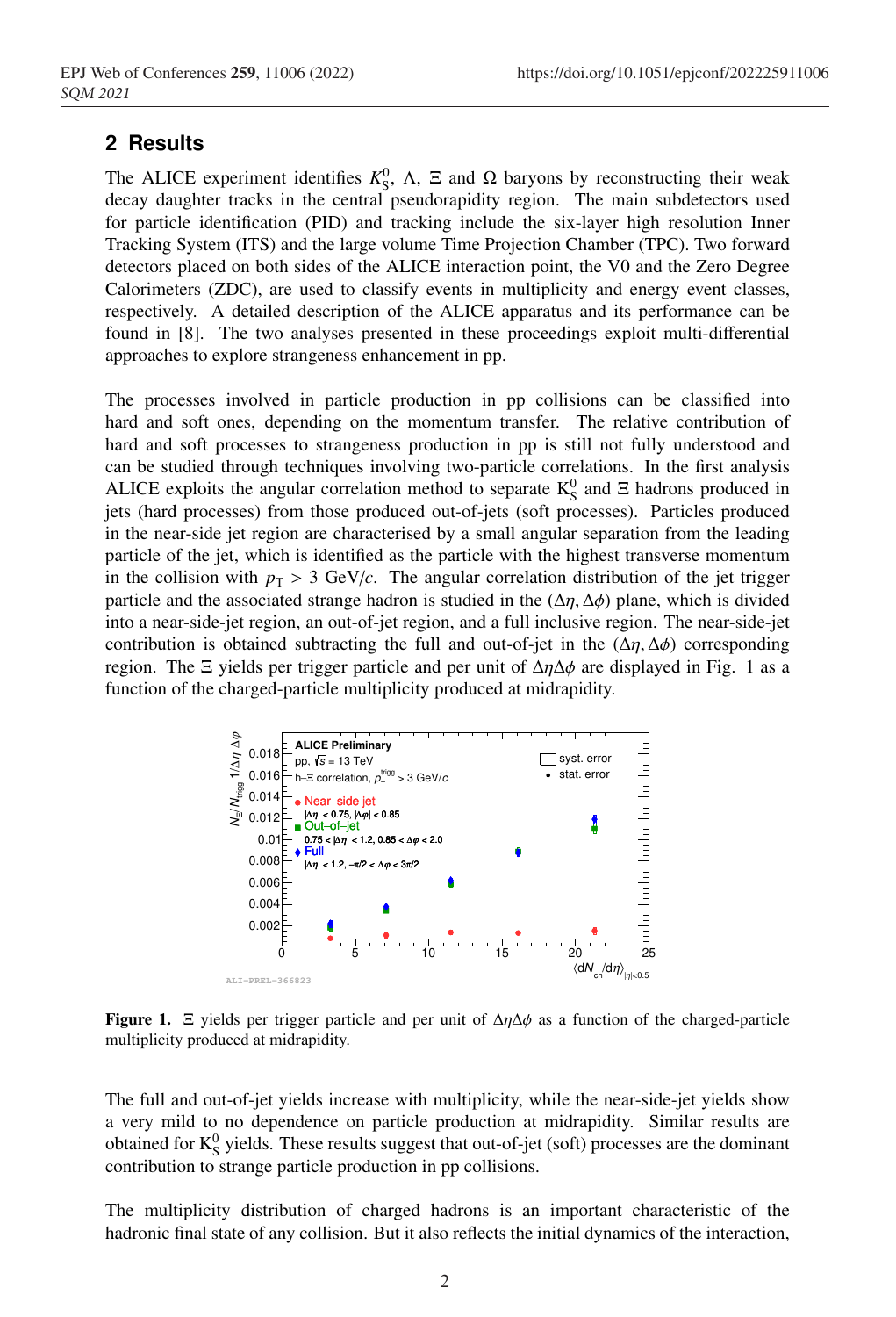## 2 Results

The ALICE experiment identifies $K^0_S$, $\Lambda$, $\Xi$ and $\Omega$ baryons by reconstructing their weak decay daughter tracks in the central pseudorapidity region. The main subdetectors used for particle identification (PID) and tracking include the six-layer high resolution Inner Tracking System (ITS) and the large volume Time Projection Chamber (TPC). Two forward detectors placed on both sides of the ALICE interaction point, the V0 and the Zero Degree Calorimeters (ZDC), are used to classify events in multiplicity and energy event classes, respectively. A detailed description of the ALICE apparatus and its performance can be found in [8]. The two analyses presented in these proceedings exploit multi-differential approaches to explore strangeness enhancement in pp.

The processes involved in particle production in pp collisions can be classified into hard and soft ones, depending on the momentum transfer. The relative contribution of hard and soft processes to strangeness production in pp is still not fully understood and can be studied through techniques involving two-particle correlations. In the first analysis ALICE exploits the angular correlation method to separate $\mathrm{K}^0_\mathrm{S}$ and $\Xi$ hadrons produced in jets (hard processes) from those produced out-of-jets (soft processes). Particles produced in the near-side jet region are characterised by a small angular separation from the leading particle of the jet, which is identified as the particle with the highest transverse momentum in the collision with $p_\mathrm{T} > 3$ GeV/$c$. The angular correlation distribution of the jet trigger particle and the associated strange hadron is studied in the $(\Delta\eta, \Delta\phi)$ plane, which is divided into a near-side-jet region, an out-of-jet region, and a full inclusive region. The near-side-jet contribution is obtained subtracting the full and out-of-jet in the $(\Delta\eta, \Delta\phi)$ corresponding region. The $\Xi$ yields per trigger particle and per unit of $\Delta\eta\Delta\phi$ are displayed in Fig. 1 as a function of the charged-particle multiplicity produced at midrapidity.

**Figure 1.** $\Xi$ yields per trigger particle and per unit of $\Delta\eta\Delta\phi$ as a function of the charged-particle multiplicity produced at midrapidity.

The full and out-of-jet yields increase with multiplicity, while the near-side-jet yields show a very mild to no dependence on particle production at midrapidity. Similar results are obtained for $\mathrm{K}^0_\mathrm{S}$ yields. These results suggest that out-of-jet (soft) processes are the dominant contribution to strange particle production in pp collisions.

The multiplicity distribution of charged hadrons is an important characteristic of the hadronic final state of any collision. But it also reflects the initial dynamics of the interaction,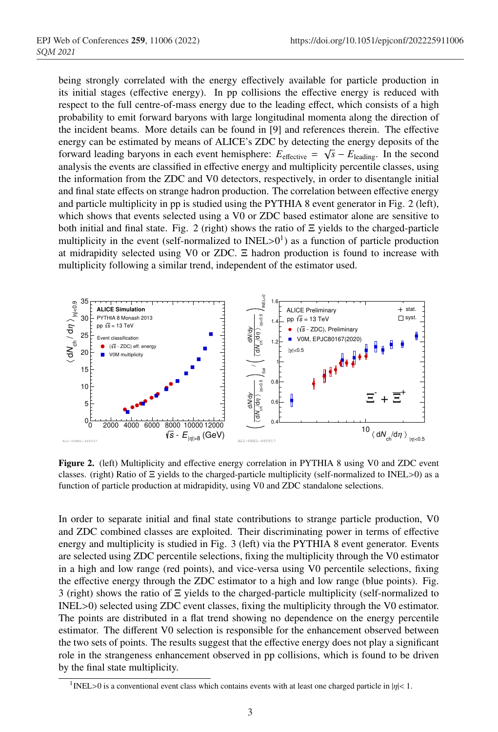being strongly correlated with the energy effectively available for particle production in its initial stages (effective energy). In pp collisions the effective energy is reduced with respect to the full centre-of-mass energy due to the leading effect, which consists of a high probability to emit forward baryons with large longitudinal momenta along the direction of the incident beams. More details can be found in [9] and references therein. The effective energy can be estimated by means of ALICE's ZDC by detecting the energy deposits of the forward leading baryons in each event hemisphere: $E_{\text{effective}} = \sqrt{s} - E_{\text{leading}}$. In the second analysis the events are classified in effective energy and multiplicity percentile classes, using the information from the ZDC and V0 detectors, respectively, in order to disentangle initial and final state effects on strange hadron production. The correlation between effective energy and particle multiplicity in pp is studied using the PYTHIA 8 event generator in Fig. 2 (left), which shows that events selected using a V0 or ZDC based estimator alone are sensitive to both initial and final state. Fig. 2 (right) shows the ratio of $\Xi$ yields to the charged-particle multiplicity in the event (self-normalized to INEL>0[1]) as a function of particle production at midrapidity selected using V0 or ZDC. $\Xi$ hadron production is found to increase with multiplicity following a similar trend, independent of the estimator used.

**Figure 2.** (left) Multiplicity and effective energy correlation in PYTHIA 8 using V0 and ZDC event classes. (right) Ratio of $\Xi$ yields to the charged-particle multiplicity (self-normalized to INEL>0) as a function of particle production at midrapidity, using V0 and ZDC standalone selections.

In order to separate initial and final state contributions to strange particle production, V0 and ZDC combined classes are exploited. Their discriminating power in terms of effective energy and multiplicity is studied in Fig. 3 (left) via the PYTHIA 8 event generator. Events are selected using ZDC percentile selections, fixing the multiplicity through the V0 estimator in a high and low range (red points), and vice-versa using V0 percentile selections, fixing the effective energy through the ZDC estimator to a high and low range (blue points). Fig. 3 (right) shows the ratio of $\Xi$ yields to the charged-particle multiplicity (self-normalized to INEL>0) selected using ZDC event classes, fixing the multiplicity through the V0 estimator. The points are distributed in a flat trend showing no dependence on the energy percentile estimator. The different V0 selection is responsible for the enhancement observed between the two sets of points. The results suggest that the effective energy does not play a significant role in the strangeness enhancement observed in pp collisions, which is found to be driven by the final state multiplicity.

[1] INEL>0 is a conventional event class which contains events with at least one charged particle in $|\eta| < 1$.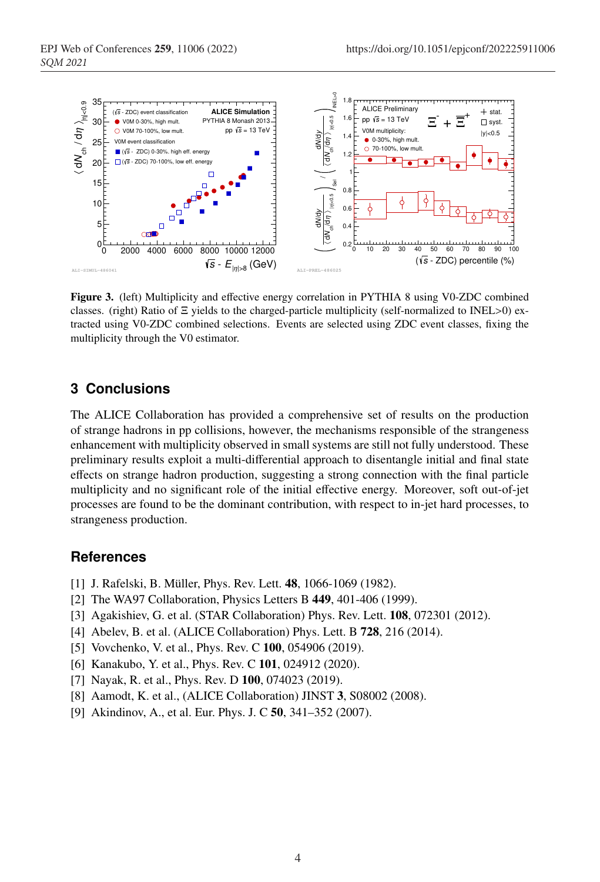(√s - ZDC) event classification
V0M 0-30%, high mult.
V0M 70-100%, low mult.
V0M event classification
(√s - ZDC) 0-30%. high eff. energy
(√s - ZDC) 70-100%, low eff. energy
ALICE Simulation
PYTHIA 8 Monash 2013
pp √s = 13 TeV
⟨dN_ch / dη⟩_|η|<0.9
√s - E_|η|>8 (GeV)
ALI-SIMUL-486041

ALICE Preliminary
pp √s = 13 TeV
V0M multiplicity:
0-30%, high mult.
70-100%, low mult.
Ξ⁻ + Ξ̄⁺
stat.
syst.
|y|<0.5
(√s - ZDC) percentile (%)
ALI-PREL-486025

**Figure 3.** (left) Multiplicity and effective energy correlation in PYTHIA 8 using V0-ZDC combined classes. (right) Ratio of $\Xi$ yields to the charged-particle multiplicity (self-normalized to INEL>0) extracted using V0-ZDC combined selections. Events are selected using ZDC event classes, fixing the multiplicity through the V0 estimator.

## 3 Conclusions

The ALICE Collaboration has provided a comprehensive set of results on the production of strange hadrons in pp collisions, however, the mechanisms responsible of the strangeness enhancement with multiplicity observed in small systems are still not fully understood. These preliminary results exploit a multi-differential approach to disentangle initial and final state effects on strange hadron production, suggesting a strong connection with the final particle multiplicity and no significant role of the initial effective energy. Moreover, soft out-of-jet processes are found to be the dominant contribution, with respect to in-jet hard processes, to strangeness production.

## References

[1] J. Rafelski, B. Müller, Phys. Rev. Lett. **48**, 1066-1069 (1982).
[2] The WA97 Collaboration, Physics Letters B **449**, 401-406 (1999).
[3] Agakishiev, G. et al. (STAR Collaboration) Phys. Rev. Lett. **108**, 072301 (2012).
[4] Abelev, B. et al. (ALICE Collaboration) Phys. Lett. B **728**, 216 (2014).
[5] Vovchenko, V. et al., Phys. Rev. C **100**, 054906 (2019).
[6] Kanakubo, Y. et al., Phys. Rev. C **101**, 024912 (2020).
[7] Nayak, R. et al., Phys. Rev. D **100**, 074023 (2019).
[8] Aamodt, K. et al., (ALICE Collaboration) JINST **3**, S08002 (2008).
[9] Akindinov, A., et al. Eur. Phys. J. C **50**, 341–352 (2007).